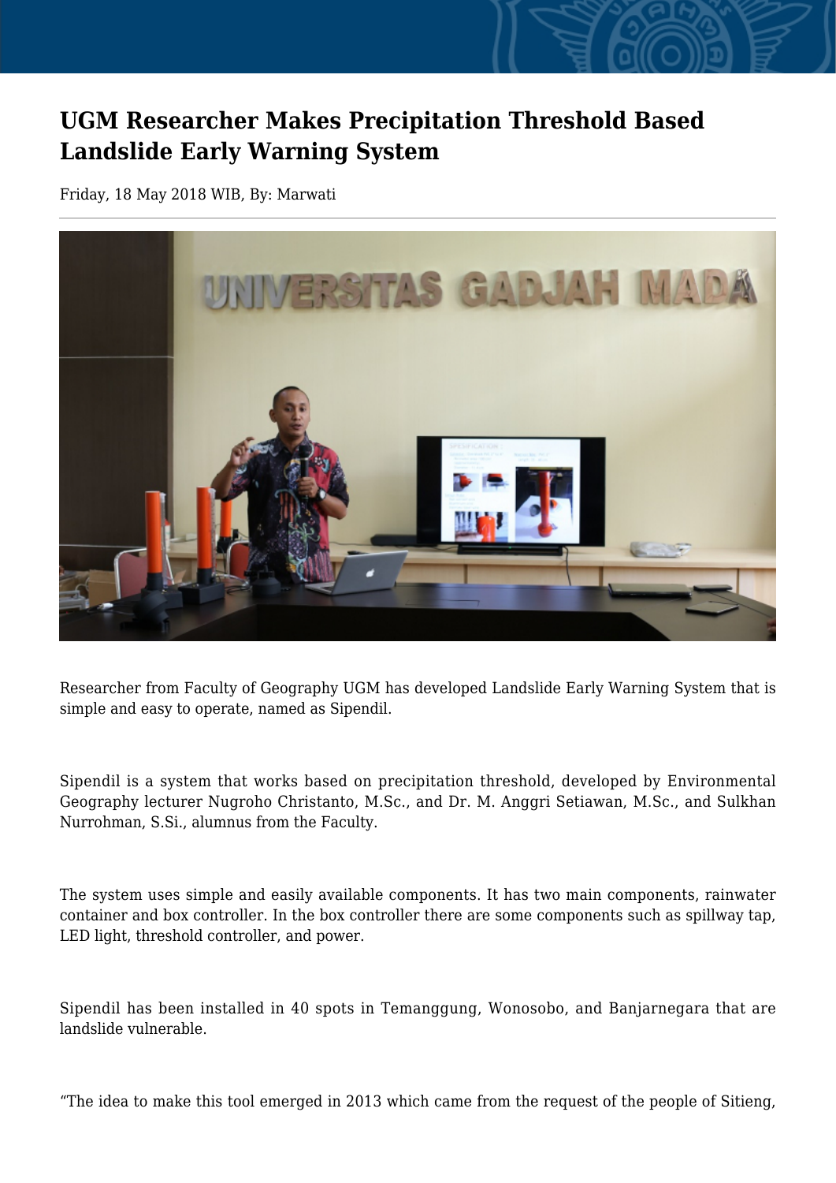# UGM Researcher Makes Precipitation Threshold Based Landslide Early Warning System

Friday, 18 May 2018 WIB, By: Marwati

Researcher from Faculty of Geography UGM has developed Landslide Early Warning System that is simple and easy to operate, named as Sipendil.

Sipendil is a system that works based on precipitation threshold, developed by Environmental Geography lecturer Nugroho Christanto, M.Sc., and Dr. M. Anggri Setiawan, M.Sc., and Sulkhan Nurrohman, S.Si., alumnus from the Faculty.

The system uses simple and easily available components. It has two main components, rainwater container and box controller. In the box controller there are some components such as spillway tap, LED light, threshold controller, and power.

Sipendil has been installed in 40 spots in Temanggung, Wonosobo, and Banjarnegara that are landslide vulnerable.

"The idea to make this tool emerged in 2013 which came from the request of the people of Sitieng,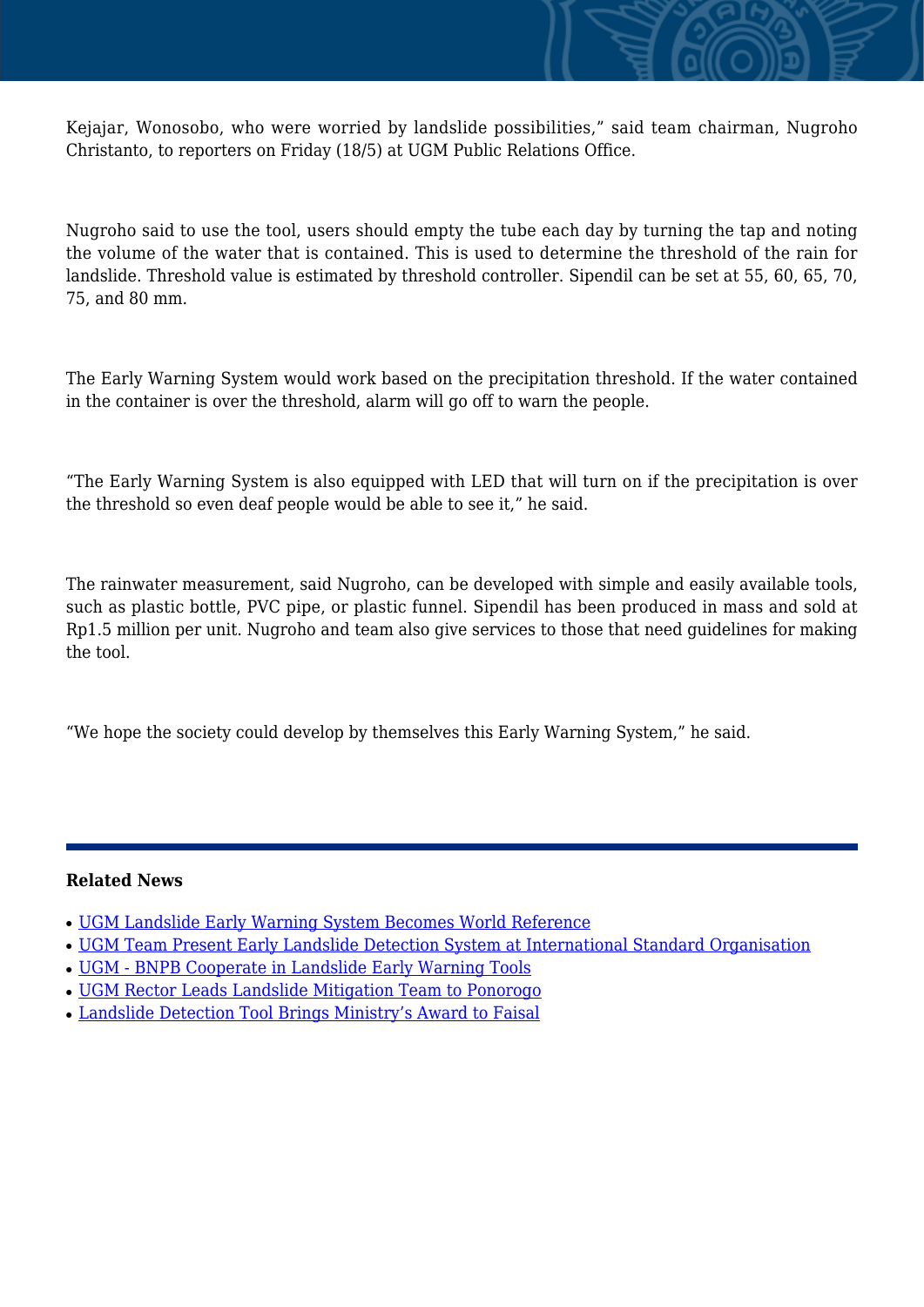Kejajar, Wonosobo, who were worried by landslide possibilities," said team chairman, Nugroho Christanto, to reporters on Friday (18/5) at UGM Public Relations Office.

Nugroho said to use the tool, users should empty the tube each day by turning the tap and noting the volume of the water that is contained. This is used to determine the threshold of the rain for landslide. Threshold value is estimated by threshold controller. Sipendil can be set at 55, 60, 65, 70, 75, and 80 mm.

The Early Warning System would work based on the precipitation threshold. If the water contained in the container is over the threshold, alarm will go off to warn the people.

"The Early Warning System is also equipped with LED that will turn on if the precipitation is over the threshold so even deaf people would be able to see it," he said.

The rainwater measurement, said Nugroho, can be developed with simple and easily available tools, such as plastic bottle, PVC pipe, or plastic funnel. Sipendil has been produced in mass and sold at Rp1.5 million per unit. Nugroho and team also give services to those that need guidelines for making the tool.

"We hope the society could develop by themselves this Early Warning System," he said.

---

**Related News**

- UGM Landslide Early Warning System Becomes World Reference
- UGM Team Present Early Landslide Detection System at International Standard Organisation
- UGM - BNPB Cooperate in Landslide Early Warning Tools
- UGM Rector Leads Landslide Mitigation Team to Ponorogo
- Landslide Detection Tool Brings Ministry's Award to Faisal